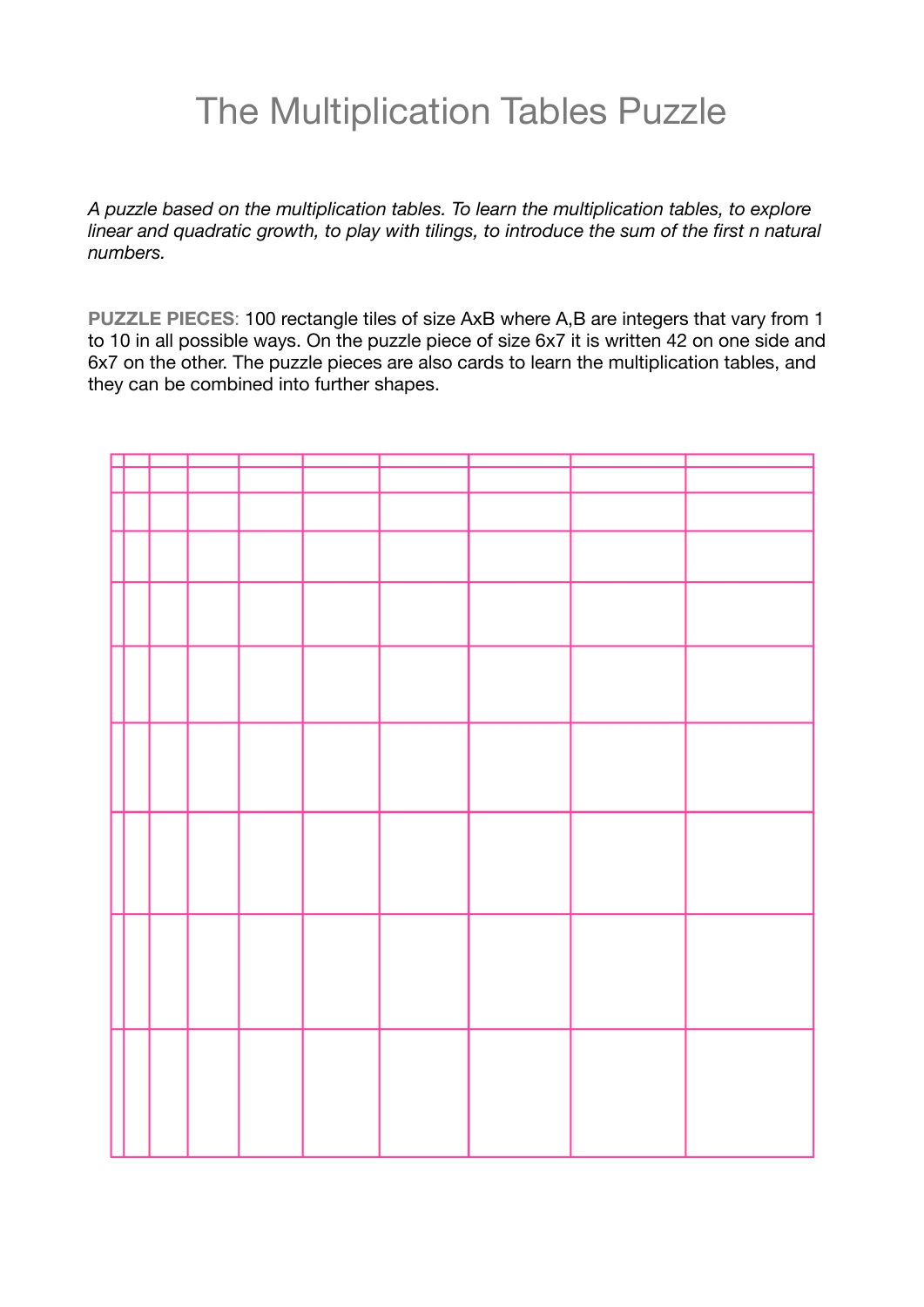# The Multiplication Tables Puzzle

*A puzzle based on the multiplication tables. To learn the multiplication tables, to explore linear and quadratic growth, to play with tilings, to introduce the sum of the first n natural numbers.*

**PUZZLE PIECES**: 100 rectangle tiles of size AxB where A,B are integers that vary from 1 to 10 in all possible ways. On the puzzle piece of size 6x7 it is written 42 on one side and 6x7 on the other. The puzzle pieces are also cards to learn the multiplication tables, and they can be combined into further shapes.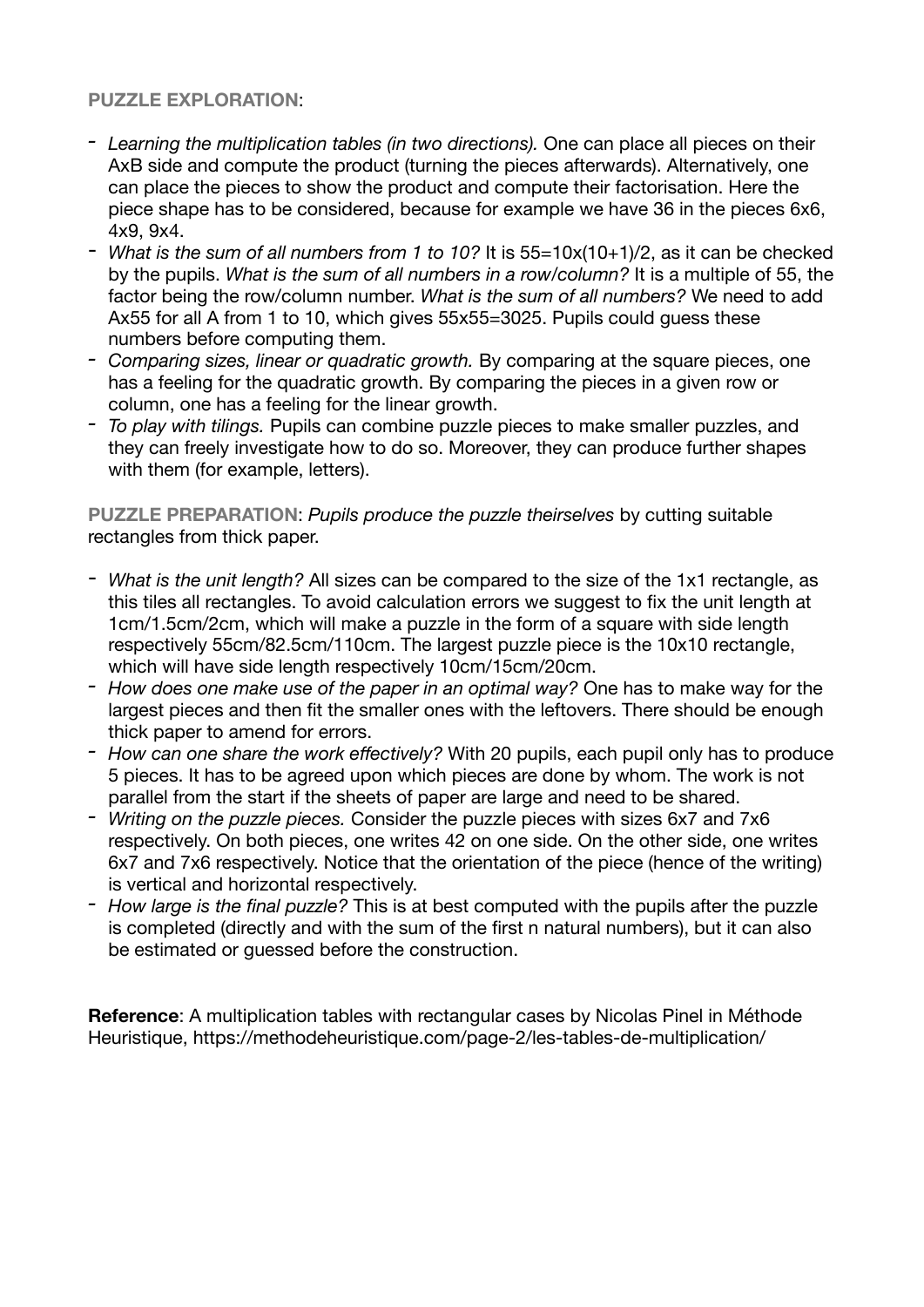**PUZZLE EXPLORATION**:

- *Learning the multiplication tables (in two directions).* One can place all pieces on their AxB side and compute the product (turning the pieces afterwards). Alternatively, one can place the pieces to show the product and compute their factorisation. Here the piece shape has to be considered, because for example we have 36 in the pieces 6x6, 4x9, 9x4.
- *What is the sum of all numbers from 1 to 10?* It is 55=10x(10+1)/2, as it can be checked by the pupils. *What is the sum of all numbers in a row/column?* It is a multiple of 55, the factor being the row/column number. *What is the sum of all numbers?* We need to add Ax55 for all A from 1 to 10, which gives 55x55=3025. Pupils could guess these numbers before computing them.
- *Comparing sizes, linear or quadratic growth.* By comparing at the square pieces, one has a feeling for the quadratic growth. By comparing the pieces in a given row or column, one has a feeling for the linear growth.
- *To play with tilings.* Pupils can combine puzzle pieces to make smaller puzzles, and they can freely investigate how to do so. Moreover, they can produce further shapes with them (for example, letters).

**PUZZLE PREPARATION**: *Pupils produce the puzzle theirselves* by cutting suitable rectangles from thick paper.

- *What is the unit length?* All sizes can be compared to the size of the 1x1 rectangle, as this tiles all rectangles. To avoid calculation errors we suggest to fix the unit length at 1cm/1.5cm/2cm, which will make a puzzle in the form of a square with side length respectively 55cm/82.5cm/110cm. The largest puzzle piece is the 10x10 rectangle, which will have side length respectively 10cm/15cm/20cm.
- *How does one make use of the paper in an optimal way?* One has to make way for the largest pieces and then fit the smaller ones with the leftovers. There should be enough thick paper to amend for errors.
- *How can one share the work effectively?* With 20 pupils, each pupil only has to produce 5 pieces. It has to be agreed upon which pieces are done by whom. The work is not parallel from the start if the sheets of paper are large and need to be shared.
- *Writing on the puzzle pieces.* Consider the puzzle pieces with sizes 6x7 and 7x6 respectively. On both pieces, one writes 42 on one side. On the other side, one writes 6x7 and 7x6 respectively. Notice that the orientation of the piece (hence of the writing) is vertical and horizontal respectively.
- *How large is the final puzzle?* This is at best computed with the pupils after the puzzle is completed (directly and with the sum of the first n natural numbers), but it can also be estimated or guessed before the construction.

**Reference**: A multiplication tables with rectangular cases by Nicolas Pinel in Méthode Heuristique, https://methodeheuristique.com/page-2/les-tables-de-multiplication/